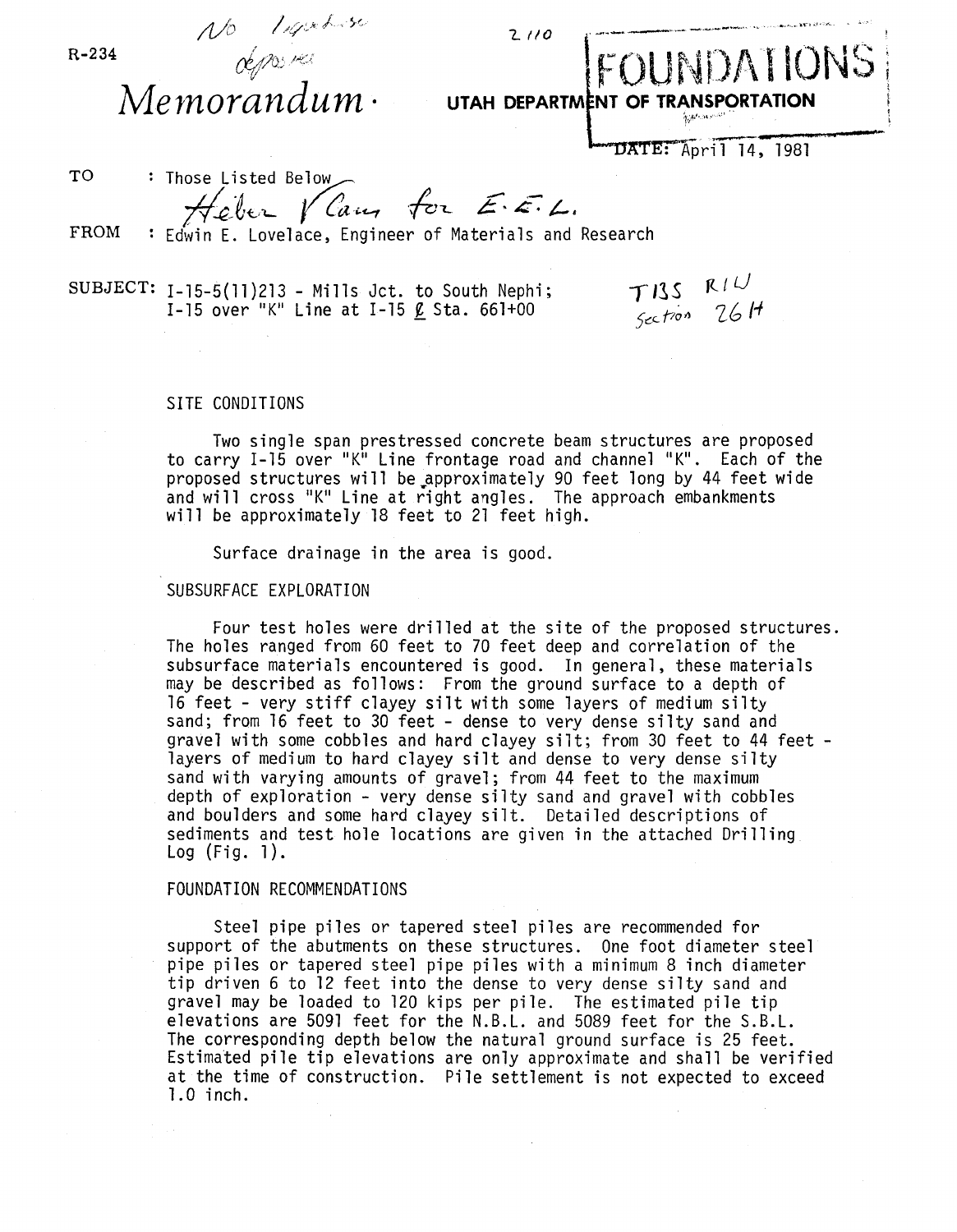R-234

No liquefaction deposits

2110

*Memorandum*

**FOUNDATIONS**

UTAH DEPARTMENT OF TRANSPORTATION

DATE: April 14, 1981

TO : Those Listed Below

Heber Vlam for E.E.L.

FROM : Edwin E. Lovelace, Engineer of Materials and Research

SUBJECT: I-15-5(11)213 - Mills Jct. to South Nephi; I-15 over "K" Line at I-15 ℄ Sta. 661+00

T13S R1W Section 26H

## SITE CONDITIONS

Two single span prestressed concrete beam structures are proposed to carry I-15 over "K" Line frontage road and channel "K". Each of the proposed structures will be approximately 90 feet long by 44 feet wide and will cross "K" Line at right angles. The approach embankments will be approximately 18 feet to 21 feet high.

Surface drainage in the area is good.

## SUBSURFACE EXPLORATION

Four test holes were drilled at the site of the proposed structures. The holes ranged from 60 feet to 70 feet deep and correlation of the subsurface materials encountered is good. In general, these materials may be described as follows: From the ground surface to a depth of 16 feet - very stiff clayey silt with some layers of medium silty sand; from 16 feet to 30 feet - dense to very dense silty sand and gravel with some cobbles and hard clayey silt; from 30 feet to 44 feet - layers of medium to hard clayey silt and dense to very dense silty sand with varying amounts of gravel; from 44 feet to the maximum depth of exploration - very dense silty sand and gravel with cobbles and boulders and some hard clayey silt. Detailed descriptions of sediments and test hole locations are given in the attached Drilling Log (Fig. 1).

## FOUNDATION RECOMMENDATIONS

Steel pipe piles or tapered steel piles are recommended for support of the abutments on these structures. One foot diameter steel pipe piles or tapered steel pipe piles with a minimum 8 inch diameter tip driven 6 to 12 feet into the dense to very dense silty sand and gravel may be loaded to 120 kips per pile. The estimated pile tip elevations are 5091 feet for the N.B.L. and 5089 feet for the S.B.L. The corresponding depth below the natural ground surface is 25 feet. Estimated pile tip elevations are only approximate and shall be verified at the time of construction. Pile settlement is not expected to exceed 1.0 inch.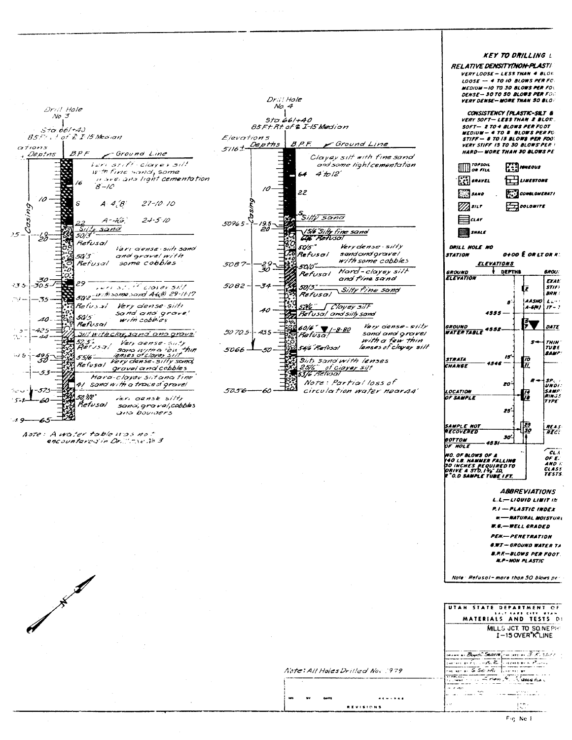## Drill Hole No 3

Sta 661+40
85 Ft Lt of ℄ I-15 Median

| Elevations | Depths | BPF | Description |
|---|---|---|---|
| | | | Ground Line |
| | | 16 | Very stiff clayey silt with fine sand, some gravel and light cementation 8-10 |
| | 10 | 8 | A-4(8) 27-10-10 |
| | | 22 | A-4(6) 24-5-10 |
| | | | Silty sand |
| 5 | 19–20 | 50/3 Refusal | |
| | | 50/3 Refusal | Very dense silty sand and gravel with some cobbles |
| 23.5 | 30–30.5 | 29 | Very stiff clayey silt with some sand A4(8) 29-11-17 |
| | 35 | 50/2 Refusal | Very dense silty sand and gravel with cobbles |
| | 40 | 50/5 Refusal | |
| | 42.5–44 | | Silt with clay, sand and gravel |
| | | 52/5" Refusal | Very dense silty sand with a few thin lenses of clayey silt |
| 5 | 49.5–50 | 55/6" Refusal | Very dense silty sand, gravel and cobbles |
| | 53 | | Hard clayey silt and fine sand with a trace of gravel |
| | 57.5 | 41 | |
| | 60 | 50/1/2" Refusal | Very dense silty sand, gravel, cobbles and boulders |
| 9 | 65 | | |

Casing

Note: A water table was not encountered in Drill Hole No 3

## Drill Hole No 4

Sta 661+40
85 Ft Rt of ℄ I-15 Median

| Elevations | Depths | B.P.F. | Description |
|---|---|---|---|
| 5116± | | | Ground Line |
| | | 64 | Clayey silt with fine sand and some light cementation 4' to 12' |
| | 10 | 22 | |
| | | 8 | Silty sand |
| 5096.5 | 19.5–20 | 15/6 Silty fine sand; 60/6" Refusal | |
| | | 50/5" Refusal | Very dense silty sand and gravel with some cobbles |
| 5087 | 29–30 | 50/0" Refusal | Hard clayey silt and fine sand |
| 5082 | 34 | 50/3" Refusal | Silty fine sand |
| | | 52/6" Refusal | Clayey silt and silty sand |
| | 40 | | |
| 5070.5 | 45.5 | 60/6" Refusal ▼ 1-8-80 | Very dense silty sand and gravel with a few thin lenses of clayey silt |
| 5066 | 50 | 54/6" Refusal | |
| | | 25/6" | Silty sand with lenses of clayey silt |
| | | 53/6 Refusal | |
| 5056 | 60 | | Note: Partial loss of circulation water near 44' |

Casing

Note: All Holes Drilled Nov 1979

## KEY TO DRILLING L...

**RELATIVE DENSITY (NON-PLASTI...**
- VERY LOOSE — LESS THAN 4 BLO...
- LOOSE — 4 TO 10 BLOWS PER FO...
- MEDIUM — 10 TO 30 BLOWS PER FO...
- DENSE — 30 TO 50 BLOWS PER FO...
- VERY DENSE — MORE THAN 50 BLO...

**CONSISTENCY (PLASTIC-SILT &...**
- VERY SOFT — LESS THAN 2 BLOW...
- SOFT — 2 TO 4 BLOWS PER FOOT
- MEDIUM — 4 TO 8 BLOWS PER FO...
- STIFF — 8 TO 15 BLOWS PER FOO...
- VERY STIFF 15 TO 30 BLOWS PER ...
- HARD — MORE THAN 30 BLOWS PE...

TOPSOIL OR FILL — IGNEOUS — GRAVEL — LIMESTONE — SAND — CONGLOMERATE — SILT — DOLOMITE — CLAY — SHALE

DRILL HOLE NO
STATION 0+00 ℄ OR LT OR R...

ELEVATIONS / DEPTHS

GROUND ELEVATION — EXAM... STIFF BRN ...
AASHO A-6(4) ...
4555
GROUND WATER TABLE 4552 — DATE
S — THIN TUBE SAMP...
STRATA CHANGE 4546 — 15' — 10, 11
R — SP... UNDI... SAMP... RINGS TYPE
LOCATION OF SAMPLE — 20' — 14, 18
25'
SAMPLE NOT RECOVERED — 23, 30 — REAS... RECO...
BOTTOM OF HOLE 4531 — 30'
NO. OF BLOWS OF A 140 LB. HAMMER FALLING 30 INCHES REQUIRED TO DRIVE A STD. 1⅜" I.D. 2" O.D SAMPLE TUBE 1 FT.
CLA... OF E... AND ... CLASS... TESTS

**ABBREVIATIONS**
- L.L. — LIQUID LIMIT IN...
- P.I — PLASTIC INDEX
- w — NATURAL MOISTURE
- W.G. — WELL GRADED
- PEN — PENETRATION
- G.W.T — GROUND WATER TA...
- B.P.F. — BLOWS PER FOOT
- N.P. — NON PLASTIC

Note: Refusal — more than 50 blows pe...

UTAH STATE DEPARTMENT OF ...
SALT LAKE CITY, UTAH
MATERIALS AND TESTS D...
MILLS JCT. TO SO. NEPH...
I-15 OVER "K" LINE

Drawn by Boyd Searle

REVISIONS: NO — BY — DATE — REMARKS

Fig. No 1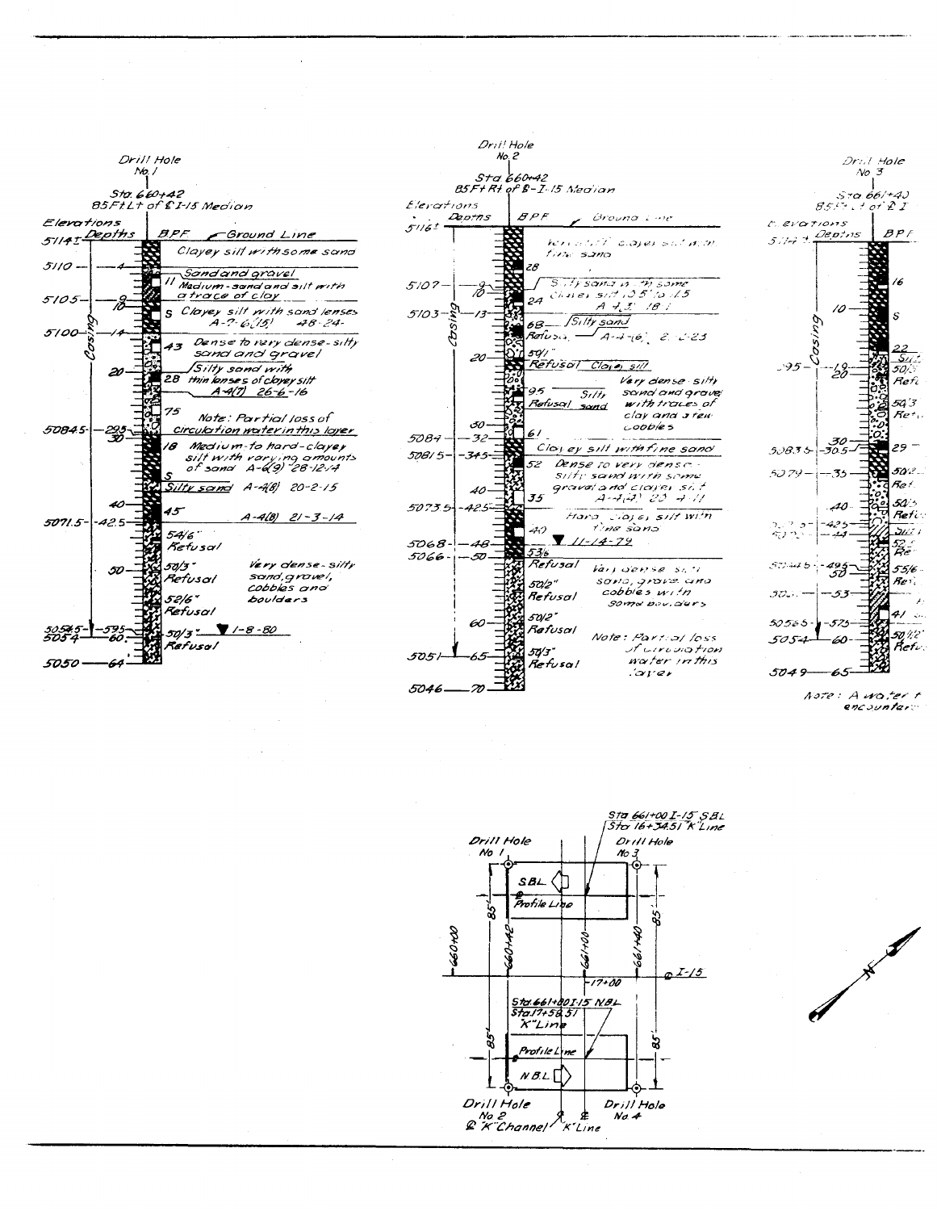Drill Hole
No. 1

Sta. 660+42
85 Ft Lt of ℄ I-15 Median

Elevations
Depths
BPF
Ground Line

5114±
5110 — 4
5105 — 9 — 10
5100 — 14
20
5084.5 — 29.5 — 30
40
5071.5 — 42.5
50
5054.5 — 59.5
5054 — 60
5050 — 64

Casing

Clayey silt with some sand

Sand and gravel

11 Medium-sand and silt with a trace of clay

S Clayey silt with sand lenses
A-7-6(15) 48-24-

43 Dense to very dense-silty sand and gravel

Silty sand with
28 thin lenses of clayey silt
A-4(7) 26-6-16

75 Note: Partial loss of circulation water in this layer

18 Medium-to hard-clayey silt with varying amounts of sand A-6(9) 28-12-14

S

Silty sand A-4(8) 20-2-15

45 A-4(8) 21-3-14

54/6" Refusal

50/3" Refusal

52/6" Refusal

Very dense-silty sand, gravel, cobbles and boulders

50/3" Refusal

▼ 1-8-80

Drill Hole
No. 2

Sta 660+42
85 Ft Rt of ℄ I-15 Median

Elevations
Depths
BPF
Ground Line

5116±
5107 — 9 — 10
5103 — 13
20
30
5084 — 32
5081.5 — 34.5
40
5073.5 — 42.5
5068 — 48
5066 — 50
60
5051 — 65
5046 — 70

Casing

Very stiff clayey silt with fine sand

28

Silty sand with some clayey silt 13.5' to 15
24 A-4(3) 18

68 — Silty sand
Refusal — A-4(6) 2 -23

50/1" Refusal

Clayey silt

95 Silty sand Refusal

Very dense silty sand and gravel with traces of clay and a few cobbles

61

Clayey silt with fine sand

52 Dense to very dense silty sand with some gravel and clayey silt

35 A-4(2) 20 4 11

Hard clayey silt with fine sand

40

▼ 11-14-79

53/6

Refusal

Very dense silty sand, gravel and cobbles with some boulders

50/2" Refusal

50/2" Refusal

50/3" Refusal

Note: Partial loss of circulation water in this layer

Drill Hole
No 3

Sta 661+40
85 Ft of ℄ I

Elevations
Depths
BPF

5114±
10
95 — 19 — 20
30
5083.5 — 30.5
5079 — 35
40
42.5
44
5064.5 — 49.5 — 50
53
5056.5 — 57.5
5054 — 60
5049 — 65

Casing

16

S

22
Silt
50/
Refu

50/3
Ref

29

50/2
Ref

50/
Refu

Silt
52
Re

55/6
Ref

41

50/1/2
Refu

Note: A water t encounter

Sta 661+00 I-15 SBL
Sta 16+34.51 'K' Line

Drill Hole
No 1

Drill Hole
No 3

SBL

Profile Line

85'

660+00

660+42

661+00

661+40

85'

I-15

17+00

Sta 661+80 I-15 NBL
Sta 17+58.51
'K' Line

85'

Profile Line

85'

NBL

Drill Hole
No 2

Drill Hole
No 4

℄ 'K' Channel

℄ 'K' Line

N